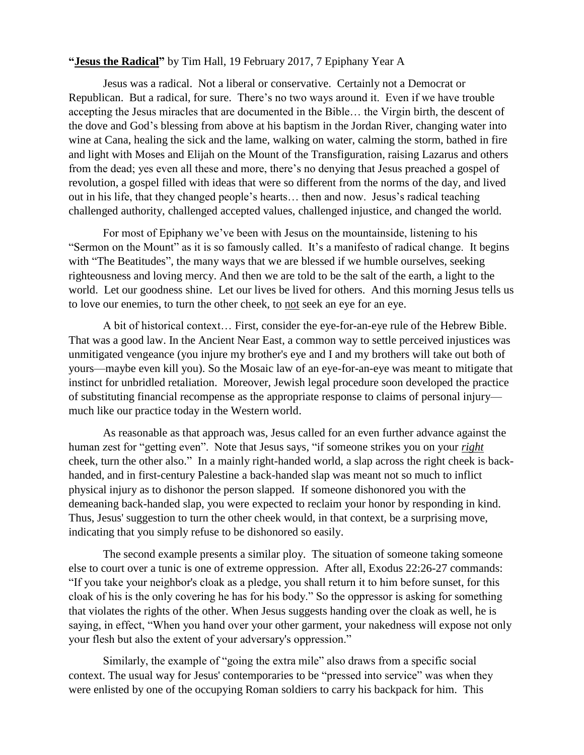**"<u>Jesus the Radical</u>"** by Tim Hall, 19 February 2017, 7 Epiphany Year A

Jesus was a radical. Not a liberal or conservative. Certainly not a Democrat or Republican. But a radical, for sure. There's no two ways around it. Even if we have trouble accepting the Jesus miracles that are documented in the Bible… the Virgin birth, the descent of the dove and God's blessing from above at his baptism in the Jordan River, changing water into wine at Cana, healing the sick and the lame, walking on water, calming the storm, bathed in fire and light with Moses and Elijah on the Mount of the Transfiguration, raising Lazarus and others from the dead; yes even all these and more, there's no denying that Jesus preached a gospel of revolution, a gospel filled with ideas that were so different from the norms of the day, and lived out in his life, that they changed people's hearts… then and now. Jesus's radical teaching challenged authority, challenged accepted values, challenged injustice, and changed the world.

For most of Epiphany we've been with Jesus on the mountainside, listening to his "Sermon on the Mount" as it is so famously called. It's a manifesto of radical change. It begins with "The Beatitudes", the many ways that we are blessed if we humble ourselves, seeking righteousness and loving mercy. And then we are told to be the salt of the earth, a light to the world. Let our goodness shine. Let our lives be lived for others. And this morning Jesus tells us to love our enemies, to turn the other cheek, to <u>not</u> seek an eye for an eye.

A bit of historical context… First, consider the eye-for-an-eye rule of the Hebrew Bible. That was a good law. In the Ancient Near East, a common way to settle perceived injustices was unmitigated vengeance (you injure my brother's eye and I and my brothers will take out both of yours—maybe even kill you). So the Mosaic law of an eye-for-an-eye was meant to mitigate that instinct for unbridled retaliation. Moreover, Jewish legal procedure soon developed the practice of substituting financial recompense as the appropriate response to claims of personal injury—much like our practice today in the Western world.

As reasonable as that approach was, Jesus called for an even further advance against the human zest for "getting even". Note that Jesus says, "if someone strikes you on your <u>*right*</u> cheek, turn the other also." In a mainly right-handed world, a slap across the right cheek is back-handed, and in first-century Palestine a back-handed slap was meant not so much to inflict physical injury as to dishonor the person slapped. If someone dishonored you with the demeaning back-handed slap, you were expected to reclaim your honor by responding in kind. Thus, Jesus' suggestion to turn the other cheek would, in that context, be a surprising move, indicating that you simply refuse to be dishonored so easily.

The second example presents a similar ploy. The situation of someone taking someone else to court over a tunic is one of extreme oppression. After all, Exodus 22:26-27 commands: "If you take your neighbor's cloak as a pledge, you shall return it to him before sunset, for this cloak of his is the only covering he has for his body." So the oppressor is asking for something that violates the rights of the other. When Jesus suggests handing over the cloak as well, he is saying, in effect, "When you hand over your other garment, your nakedness will expose not only your flesh but also the extent of your adversary's oppression."

Similarly, the example of "going the extra mile" also draws from a specific social context. The usual way for Jesus' contemporaries to be "pressed into service" was when they were enlisted by one of the occupying Roman soldiers to carry his backpack for him. This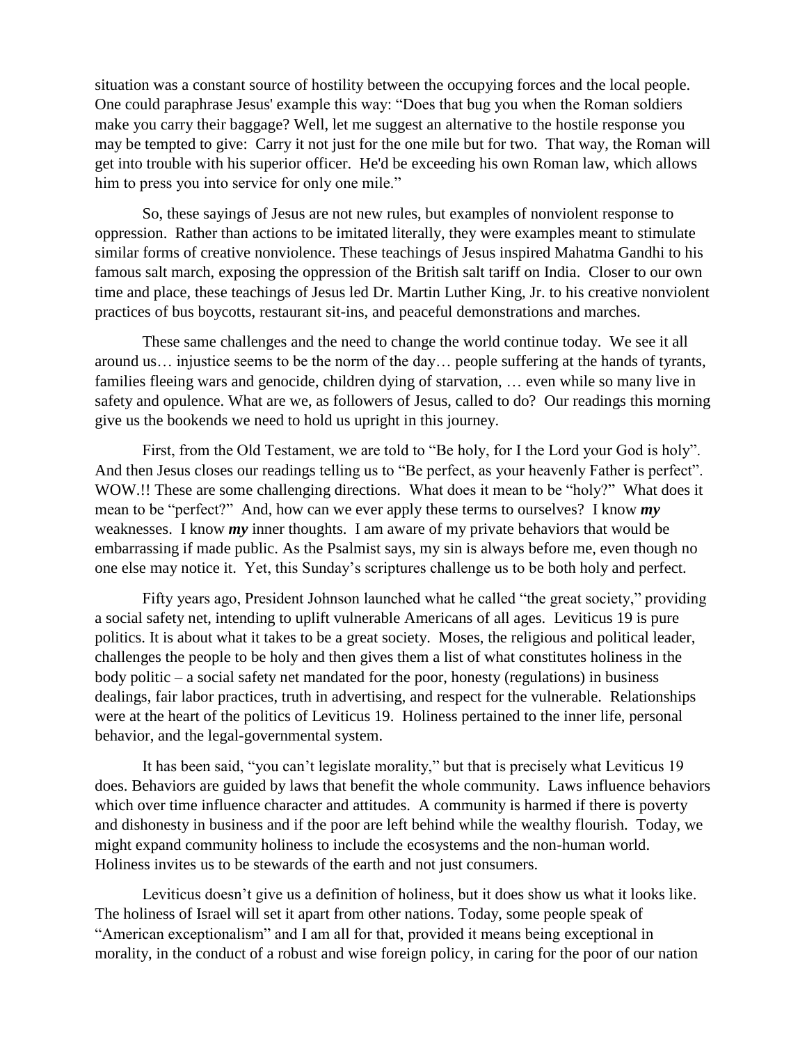situation was a constant source of hostility between the occupying forces and the local people. One could paraphrase Jesus' example this way: "Does that bug you when the Roman soldiers make you carry their baggage? Well, let me suggest an alternative to the hostile response you may be tempted to give: Carry it not just for the one mile but for two. That way, the Roman will get into trouble with his superior officer. He'd be exceeding his own Roman law, which allows him to press you into service for only one mile."

So, these sayings of Jesus are not new rules, but examples of nonviolent response to oppression. Rather than actions to be imitated literally, they were examples meant to stimulate similar forms of creative nonviolence. These teachings of Jesus inspired Mahatma Gandhi to his famous salt march, exposing the oppression of the British salt tariff on India. Closer to our own time and place, these teachings of Jesus led Dr. Martin Luther King, Jr. to his creative nonviolent practices of bus boycotts, restaurant sit-ins, and peaceful demonstrations and marches.

These same challenges and the need to change the world continue today. We see it all around us… injustice seems to be the norm of the day… people suffering at the hands of tyrants, families fleeing wars and genocide, children dying of starvation, … even while so many live in safety and opulence. What are we, as followers of Jesus, called to do? Our readings this morning give us the bookends we need to hold us upright in this journey.

First, from the Old Testament, we are told to "Be holy, for I the Lord your God is holy". And then Jesus closes our readings telling us to "Be perfect, as your heavenly Father is perfect". WOW.!! These are some challenging directions. What does it mean to be "holy?" What does it mean to be "perfect?" And, how can we ever apply these terms to ourselves? I know ***my*** weaknesses. I know ***my*** inner thoughts. I am aware of my private behaviors that would be embarrassing if made public. As the Psalmist says, my sin is always before me, even though no one else may notice it. Yet, this Sunday's scriptures challenge us to be both holy and perfect.

Fifty years ago, President Johnson launched what he called "the great society," providing a social safety net, intending to uplift vulnerable Americans of all ages. Leviticus 19 is pure politics. It is about what it takes to be a great society. Moses, the religious and political leader, challenges the people to be holy and then gives them a list of what constitutes holiness in the body politic – a social safety net mandated for the poor, honesty (regulations) in business dealings, fair labor practices, truth in advertising, and respect for the vulnerable. Relationships were at the heart of the politics of Leviticus 19. Holiness pertained to the inner life, personal behavior, and the legal-governmental system.

It has been said, "you can't legislate morality," but that is precisely what Leviticus 19 does. Behaviors are guided by laws that benefit the whole community. Laws influence behaviors which over time influence character and attitudes. A community is harmed if there is poverty and dishonesty in business and if the poor are left behind while the wealthy flourish. Today, we might expand community holiness to include the ecosystems and the non-human world. Holiness invites us to be stewards of the earth and not just consumers.

Leviticus doesn't give us a definition of holiness, but it does show us what it looks like. The holiness of Israel will set it apart from other nations. Today, some people speak of "American exceptionalism" and I am all for that, provided it means being exceptional in morality, in the conduct of a robust and wise foreign policy, in caring for the poor of our nation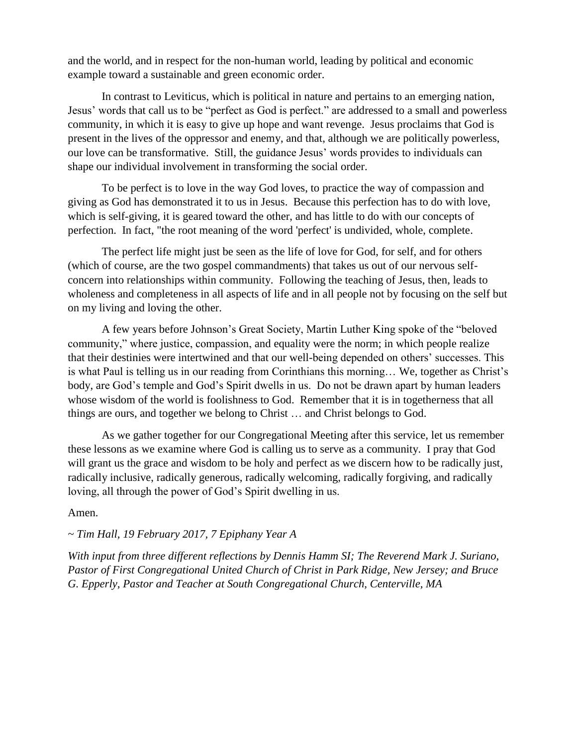and the world, and in respect for the non-human world, leading by political and economic example toward a sustainable and green economic order.

In contrast to Leviticus, which is political in nature and pertains to an emerging nation, Jesus' words that call us to be "perfect as God is perfect." are addressed to a small and powerless community, in which it is easy to give up hope and want revenge. Jesus proclaims that God is present in the lives of the oppressor and enemy, and that, although we are politically powerless, our love can be transformative. Still, the guidance Jesus' words provides to individuals can shape our individual involvement in transforming the social order.

To be perfect is to love in the way God loves, to practice the way of compassion and giving as God has demonstrated it to us in Jesus. Because this perfection has to do with love, which is self-giving, it is geared toward the other, and has little to do with our concepts of perfection. In fact, "the root meaning of the word 'perfect' is undivided, whole, complete.

The perfect life might just be seen as the life of love for God, for self, and for others (which of course, are the two gospel commandments) that takes us out of our nervous self-concern into relationships within community. Following the teaching of Jesus, then, leads to wholeness and completeness in all aspects of life and in all people not by focusing on the self but on my living and loving the other.

A few years before Johnson's Great Society, Martin Luther King spoke of the "beloved community," where justice, compassion, and equality were the norm; in which people realize that their destinies were intertwined and that our well-being depended on others' successes. This is what Paul is telling us in our reading from Corinthians this morning… We, together as Christ's body, are God's temple and God's Spirit dwells in us. Do not be drawn apart by human leaders whose wisdom of the world is foolishness to God. Remember that it is in togetherness that all things are ours, and together we belong to Christ … and Christ belongs to God.

As we gather together for our Congregational Meeting after this service, let us remember these lessons as we examine where God is calling us to serve as a community. I pray that God will grant us the grace and wisdom to be holy and perfect as we discern how to be radically just, radically inclusive, radically generous, radically welcoming, radically forgiving, and radically loving, all through the power of God's Spirit dwelling in us.

Amen.

*~ Tim Hall, 19 February 2017, 7 Epiphany Year A*

*With input from three different reflections by Dennis Hamm SI; The Reverend Mark J. Suriano, Pastor of First Congregational United Church of Christ in Park Ridge, New Jersey; and Bruce G. Epperly, Pastor and Teacher at South Congregational Church, Centerville, MA*